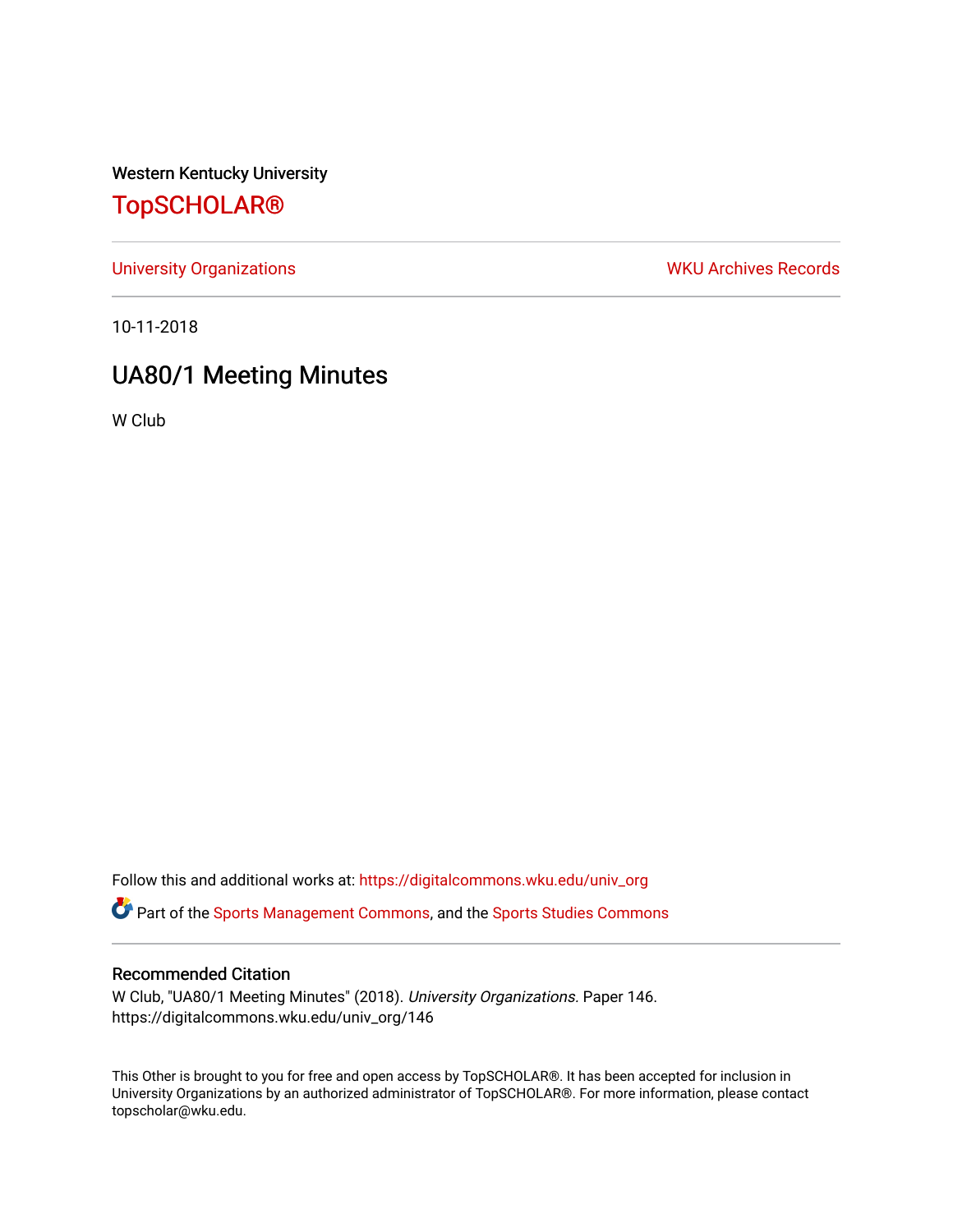Western Kentucky University

# TopSCHOLAR®

University Organizations WKU Archives Records

10-11-2018

## UA80/1 Meeting Minutes

W Club

Follow this and additional works at: https://digitalcommons.wku.edu/univ_org

Part of the Sports Management Commons, and the Sports Studies Commons

### Recommended Citation

W Club, "UA80/1 Meeting Minutes" (2018). *University Organizations.* Paper 146.
https://digitalcommons.wku.edu/univ_org/146

This Other is brought to you for free and open access by TopSCHOLAR®. It has been accepted for inclusion in University Organizations by an authorized administrator of TopSCHOLAR®. For more information, please contact topscholar@wku.edu.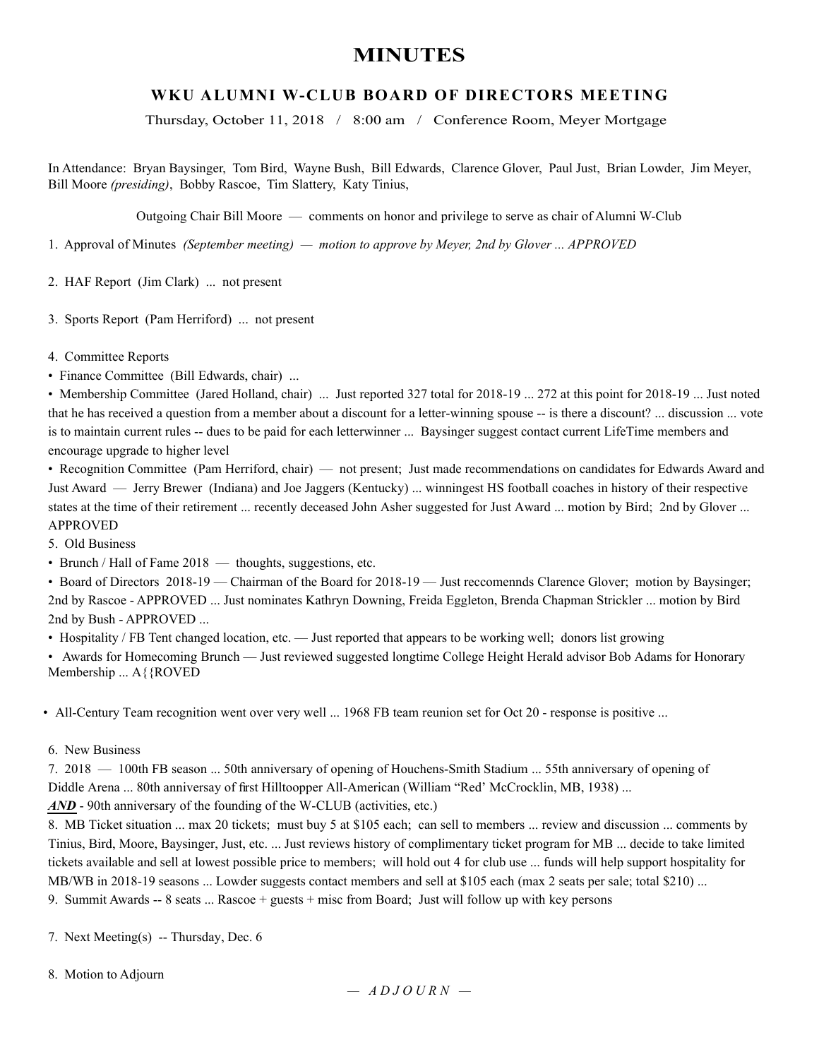# MINUTES

### WKU ALUMNI W-CLUB BOARD OF DIRECTORS MEETING

Thursday, October 11, 2018 / 8:00 am / Conference Room, Meyer Mortgage

In Attendance: Bryan Baysinger, Tom Bird, Wayne Bush, Bill Edwards, Clarence Glover, Paul Just, Brian Lowder, Jim Meyer, Bill Moore *(presiding)*, Bobby Rascoe, Tim Slattery, Katy Tinius,

Outgoing Chair Bill Moore — comments on honor and privilege to serve as chair of Alumni W-Club

1. Approval of Minutes *(September meeting) — motion to approve by Meyer, 2nd by Glover ... APPROVED*

2. HAF Report (Jim Clark) ... not present

3. Sports Report (Pam Herriford) ... not present

4. Committee Reports

• Finance Committee (Bill Edwards, chair) ...

• Membership Committee (Jared Holland, chair) ... Just reported 327 total for 2018-19 ... 272 at this point for 2018-19 ... Just noted that he has received a question from a member about a discount for a letter-winning spouse -- is there a discount? ... discussion ... vote is to maintain current rules -- dues to be paid for each letterwinner ... Baysinger suggest contact current LifeTime members and encourage upgrade to higher level

• Recognition Committee (Pam Herriford, chair) — not present; Just made recommendations on candidates for Edwards Award and Just Award — Jerry Brewer (Indiana) and Joe Jaggers (Kentucky) ... winningest HS football coaches in history of their respective states at the time of their retirement ... recently deceased John Asher suggested for Just Award ... motion by Bird; 2nd by Glover ... APPROVED

5. Old Business

• Brunch / Hall of Fame 2018 — thoughts, suggestions, etc.

• Board of Directors 2018-19 — Chairman of the Board for 2018-19 — Just reccomennds Clarence Glover; motion by Baysinger; 2nd by Rascoe - APPROVED ... Just nominates Kathryn Downing, Freida Eggleton, Brenda Chapman Strickler ... motion by Bird 2nd by Bush - APPROVED ...

• Hospitality / FB Tent changed location, etc. — Just reported that appears to be working well; donors list growing

• Awards for Homecoming Brunch — Just reviewed suggested longtime College Height Herald advisor Bob Adams for Honorary Membership ... A{{ROVED

• All-Century Team recognition went over very well ... 1968 FB team reunion set for Oct 20 - response is positive ...

6. New Business

7. 2018 — 100th FB season ... 50th anniversary of opening of Houchens-Smith Stadium ... 55th anniversary of opening of Diddle Arena ... 80th anniversay of first Hilltoopper All-American (William "Red' McCrocklin, MB, 1938) ...
***AND*** - 90th anniversary of the founding of the W-CLUB (activities, etc.)

8. MB Ticket situation ... max 20 tickets; must buy 5 at $105 each; can sell to members ... review and discussion ... comments by Tinius, Bird, Moore, Baysinger, Just, etc. ... Just reviews history of complimentary ticket program for MB ... decide to take limited tickets available and sell at lowest possible price to members; will hold out 4 for club use ... funds will help support hospitality for MB/WB in 2018-19 seasons ... Lowder suggests contact members and sell at $105 each (max 2 seats per sale; total $210) ...

9. Summit Awards -- 8 seats ... Rascoe + guests + misc from Board; Just will follow up with key persons

7. Next Meeting(s) -- Thursday, Dec. 6

8. Motion to Adjourn

*— A D J O U R N —*